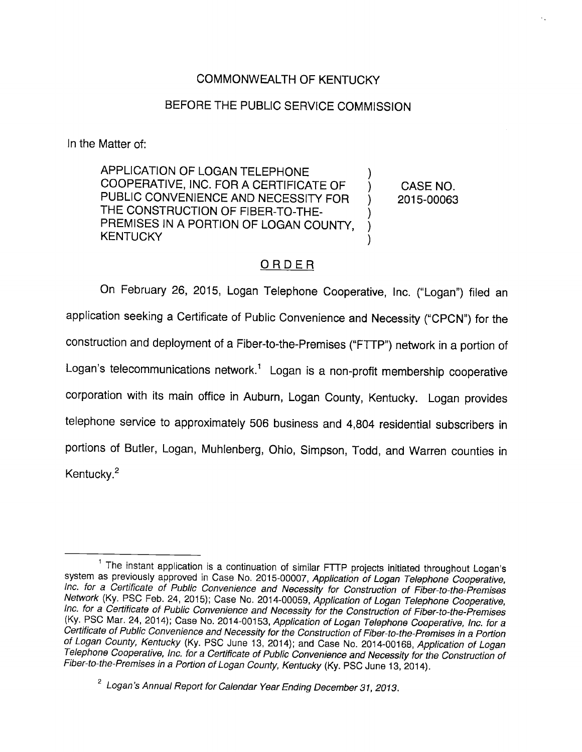COMMONWEALTH OF KENTUCKY

BEFORE THE PUBLIC SERVICE COMMISSION

In the Matter of:

| | | |
|---|---|---|
| APPLICATION OF LOGAN TELEPHONE COOPERATIVE, INC. FOR A CERTIFICATE OF PUBLIC CONVENIENCE AND NECESSITY FOR THE CONSTRUCTION OF FIBER-TO-THE-PREMISES IN A PORTION OF LOGAN COUNTY, KENTUCKY | ) | CASE NO. 2015-00063 |

## ORDER

On February 26, 2015, Logan Telephone Cooperative, Inc. ("Logan") filed an application seeking a Certificate of Public Convenience and Necessity ("CPCN") for the construction and deployment of a Fiber-to-the-Premises ("FTTP") network in a portion of Logan's telecommunications network.[1] Logan is a non-profit membership cooperative corporation with its main office in Auburn, Logan County, Kentucky. Logan provides telephone service to approximately 506 business and 4,804 residential subscribers in portions of Butler, Logan, Muhlenberg, Ohio, Simpson, Todd, and Warren counties in Kentucky.[2]

---

[1] The instant application is a continuation of similar FTTP projects initiated throughout Logan's system as previously approved in Case No. 2015-00007, *Application of Logan Telephone Cooperative, Inc. for a Certificate of Public Convenience and Necessity for Construction of Fiber-to-the-Premises Network* (Ky. PSC Feb. 24, 2015); Case No. 2014-00059, *Application of Logan Telephone Cooperative, Inc. for a Certificate of Public Convenience and Necessity for the Construction of Fiber-to-the-Premises* (Ky. PSC Mar. 24, 2014); Case No. 2014-00153, *Application of Logan Telephone Cooperative, Inc. for a Certificate of Public Convenience and Necessity for the Construction of Fiber-to-the-Premises in a Portion of Logan County, Kentucky* (Ky. PSC June 13, 2014); and Case No. 2014-00168, *Application of Logan Telephone Cooperative, Inc. for a Certificate of Public Convenience and Necessity for the Construction of Fiber-to-the-Premises in a Portion of Logan County, Kentucky* (Ky. PSC June 13, 2014).

[2] *Logan's Annual Report for Calendar Year Ending December 31, 2013.*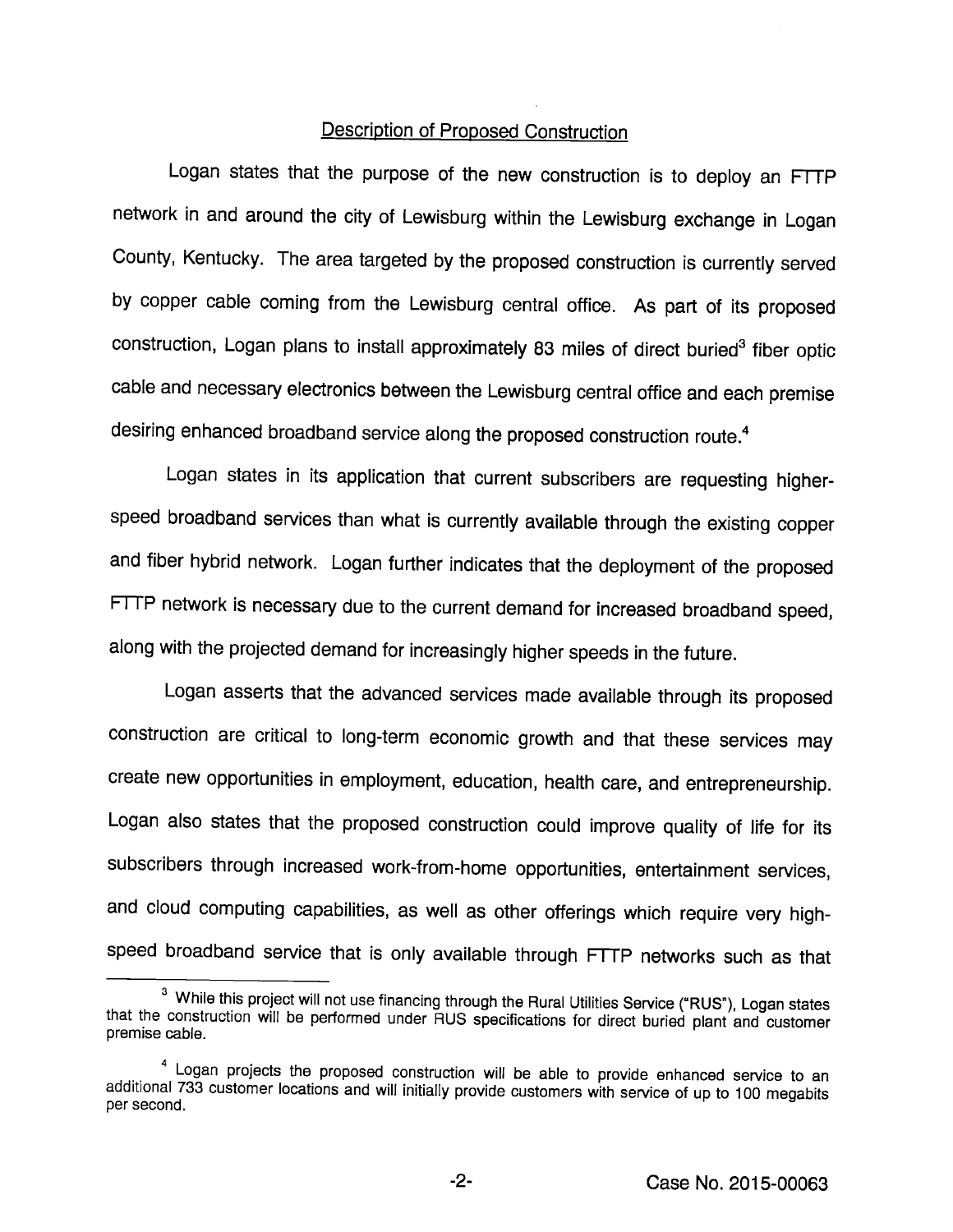## Description of Proposed Construction

Logan states that the purpose of the new construction is to deploy an FTTP network in and around the city of Lewisburg within the Lewisburg exchange in Logan County, Kentucky. The area targeted by the proposed construction is currently served by copper cable coming from the Lewisburg central office. As part of its proposed construction, Logan plans to install approximately 83 miles of direct buried[3] fiber optic cable and necessary electronics between the Lewisburg central office and each premise desiring enhanced broadband service along the proposed construction route.[4]

Logan states in its application that current subscribers are requesting higher-speed broadband services than what is currently available through the existing copper and fiber hybrid network. Logan further indicates that the deployment of the proposed FTTP network is necessary due to the current demand for increased broadband speed, along with the projected demand for increasingly higher speeds in the future.

Logan asserts that the advanced services made available through its proposed construction are critical to long-term economic growth and that these services may create new opportunities in employment, education, health care, and entrepreneurship. Logan also states that the proposed construction could improve quality of life for its subscribers through increased work-from-home opportunities, entertainment services, and cloud computing capabilities, as well as other offerings which require very high-speed broadband service that is only available through FTTP networks such as that

---

[3] While this project will not use financing through the Rural Utilities Service ("RUS"), Logan states that the construction will be performed under RUS specifications for direct buried plant and customer premise cable.

[4] Logan projects the proposed construction will be able to provide enhanced service to an additional 733 customer locations and will initially provide customers with service of up to 100 megabits per second.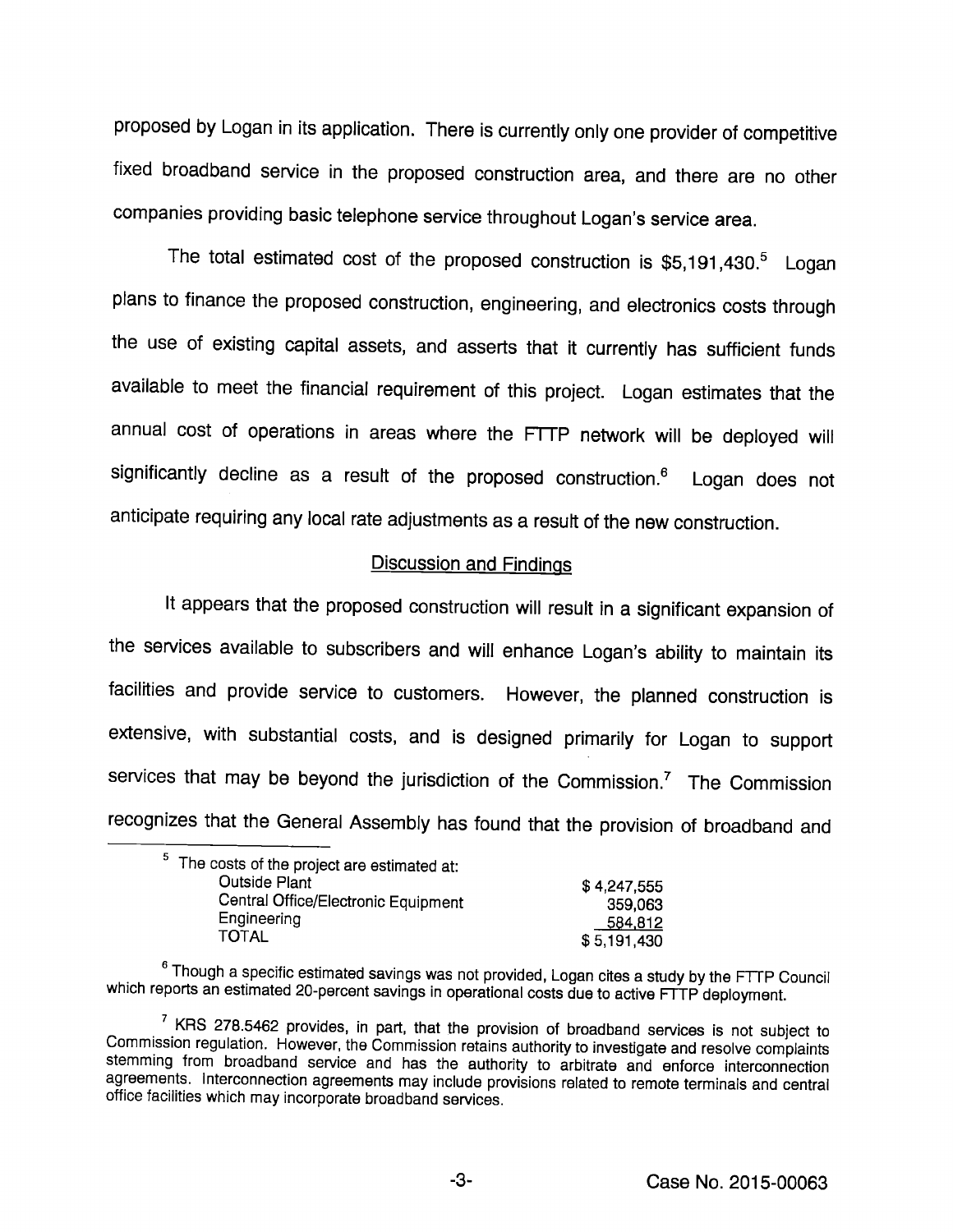proposed by Logan in its application. There is currently only one provider of competitive fixed broadband service in the proposed construction area, and there are no other companies providing basic telephone service throughout Logan's service area.

The total estimated cost of the proposed construction is $5,191,430.[5] Logan plans to finance the proposed construction, engineering, and electronics costs through the use of existing capital assets, and asserts that it currently has sufficient funds available to meet the financial requirement of this project. Logan estimates that the annual cost of operations in areas where the FTTP network will be deployed will significantly decline as a result of the proposed construction.[6] Logan does not anticipate requiring any local rate adjustments as a result of the new construction.

## Discussion and Findings

It appears that the proposed construction will result in a significant expansion of the services available to subscribers and will enhance Logan's ability to maintain its facilities and provide service to customers. However, the planned construction is extensive, with substantial costs, and is designed primarily for Logan to support services that may be beyond the jurisdiction of the Commission.[7] The Commission recognizes that the General Assembly has found that the provision of broadband and

---

[5] The costs of the project are estimated at:

| | |
|---|---|
| Outside Plant | $ 4,247,555 |
| Central Office/Electronic Equipment | 359,063 |
| Engineering | 584,812 |
| TOTAL | $ 5,191,430 |

[6] Though a specific estimated savings was not provided, Logan cites a study by the FTTP Council which reports an estimated 20-percent savings in operational costs due to active FTTP deployment.

[7] KRS 278.5462 provides, in part, that the provision of broadband services is not subject to Commission regulation. However, the Commission retains authority to investigate and resolve complaints stemming from broadband service and has the authority to arbitrate and enforce interconnection agreements. Interconnection agreements may include provisions related to remote terminals and central office facilities which may incorporate broadband services.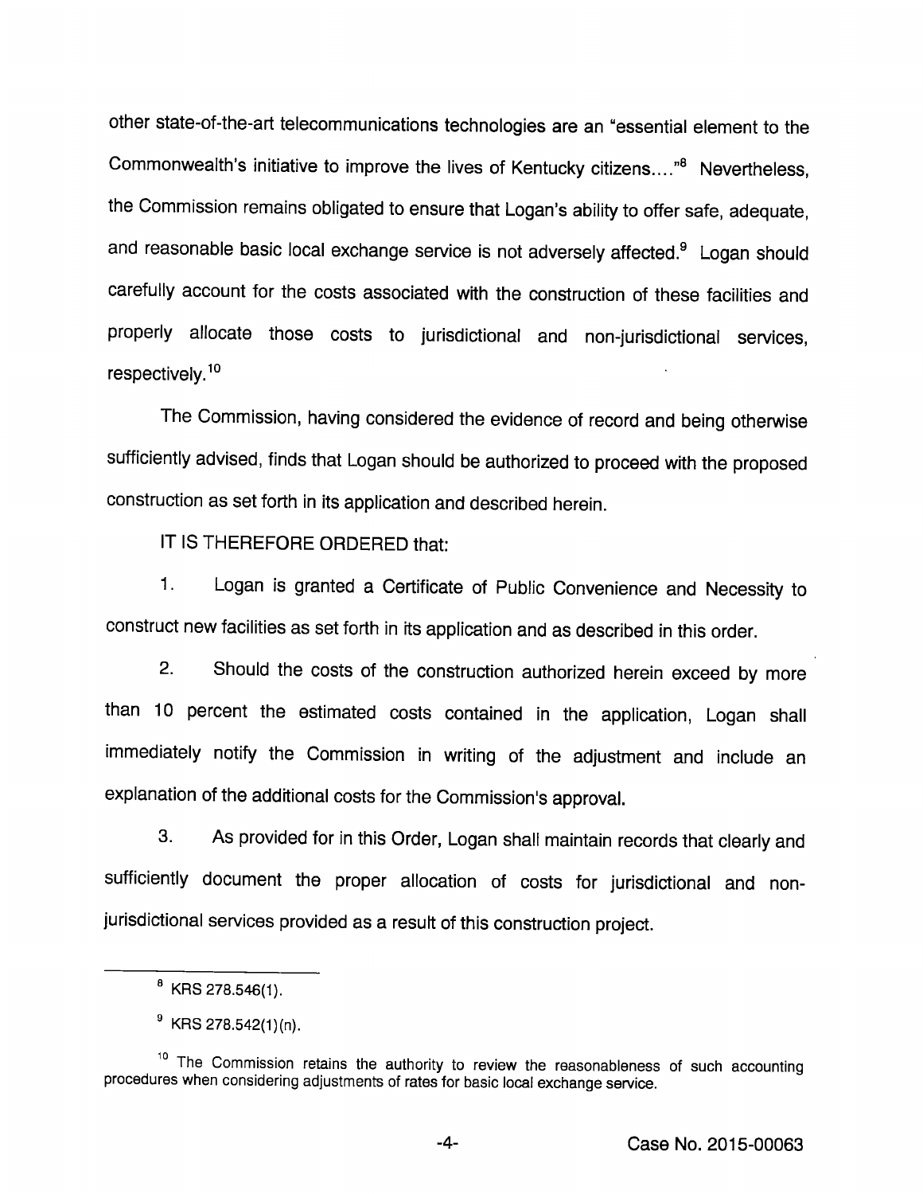other state-of-the-art telecommunications technologies are an "essential element to the Commonwealth's initiative to improve the lives of Kentucky citizens...."[8] Nevertheless, the Commission remains obligated to ensure that Logan's ability to offer safe, adequate, and reasonable basic local exchange service is not adversely affected.[9] Logan should carefully account for the costs associated with the construction of these facilities and properly allocate those costs to jurisdictional and non-jurisdictional services, respectively.[10]

The Commission, having considered the evidence of record and being otherwise sufficiently advised, finds that Logan should be authorized to proceed with the proposed construction as set forth in its application and described herein.

IT IS THEREFORE ORDERED that:

1. Logan is granted a Certificate of Public Convenience and Necessity to construct new facilities as set forth in its application and as described in this order.

2. Should the costs of the construction authorized herein exceed by more than 10 percent the estimated costs contained in the application, Logan shall immediately notify the Commission in writing of the adjustment and include an explanation of the additional costs for the Commission's approval.

3. As provided for in this Order, Logan shall maintain records that clearly and sufficiently document the proper allocation of costs for jurisdictional and non-jurisdictional services provided as a result of this construction project.

---

[8] KRS 278.546(1).

[9] KRS 278.542(1)(n).

[10] The Commission retains the authority to review the reasonableness of such accounting procedures when considering adjustments of rates for basic local exchange service.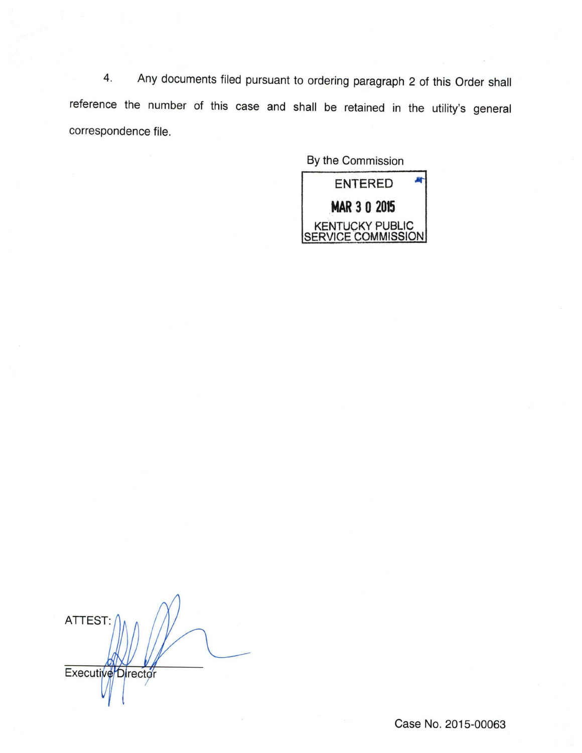4. Any documents filed pursuant to ordering paragraph 2 of this Order shall reference the number of this case and shall be retained in the utility's general correspondence file.

By the Commission

ENTERED

MAR 3 0 2015

KENTUCKY PUBLIC SERVICE COMMISSION

ATTEST:

Executive Director

Case No. 2015-00063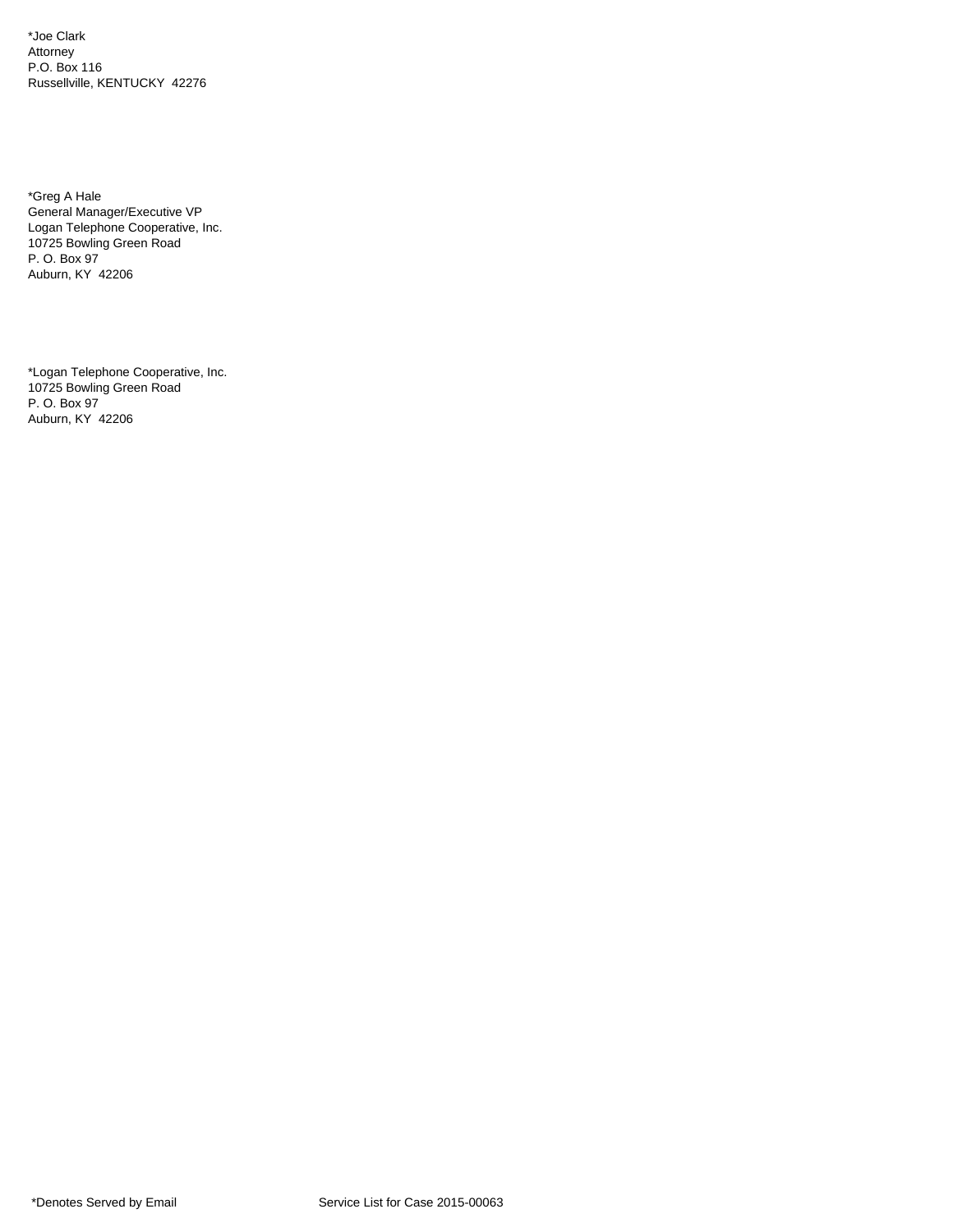*Joe Clark
Attorney
P.O. Box 116
Russellville, KENTUCKY 42276

*Greg A Hale
General Manager/Executive VP
Logan Telephone Cooperative, Inc.
10725 Bowling Green Road
P. O. Box 97
Auburn, KY 42206

*Logan Telephone Cooperative, Inc.
10725 Bowling Green Road
P. O. Box 97
Auburn, KY 42206

*Denotes Served by Email

Service List for Case 2015-00063